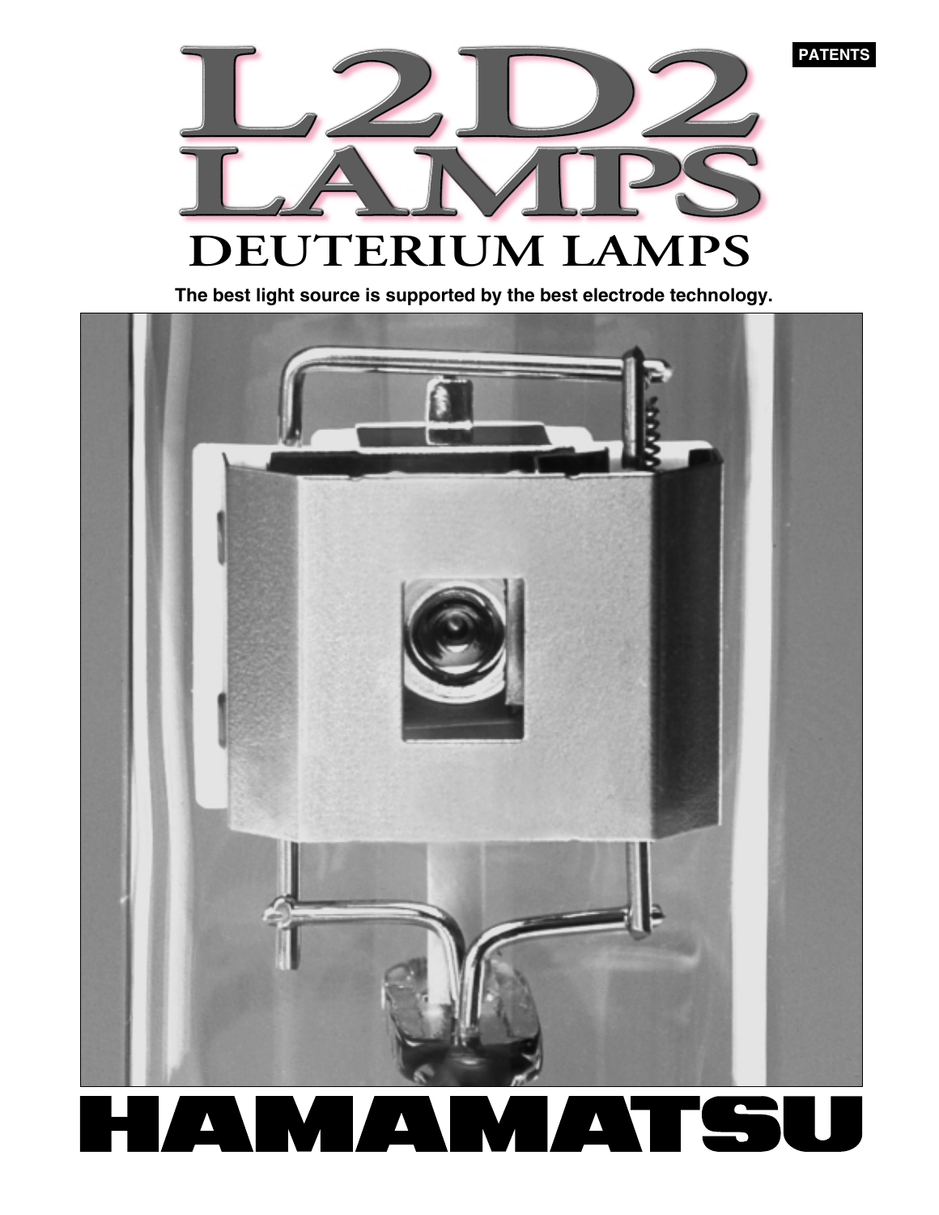PATENTS

# L2D2 LAMPS

## DEUTERIUM LAMPS

**The best light source is supported by the best electrode technology.**

HAMAMATSU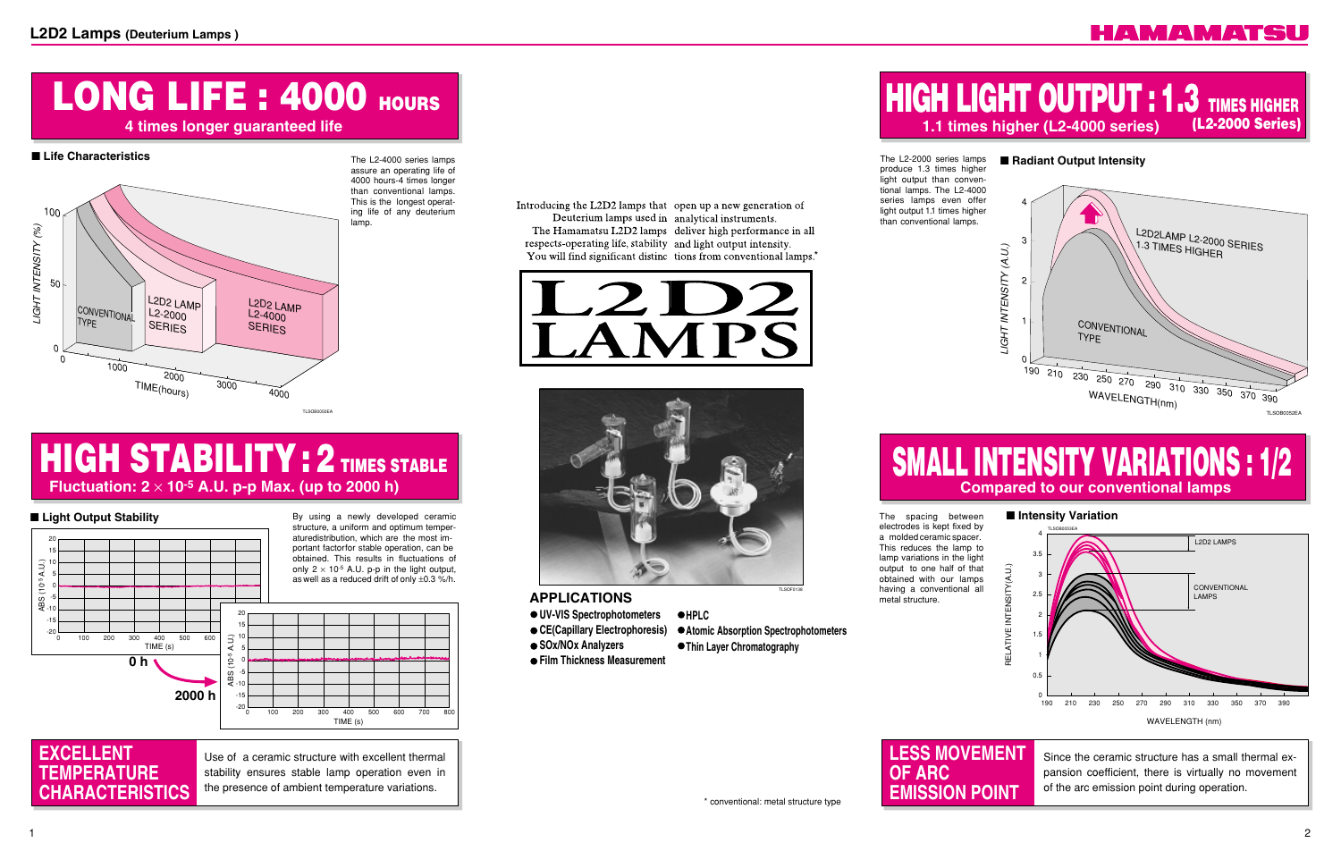## LONG LIFE : 4000 HOURS

**4 times longer guaranteed life**

### ■ Life Characteristics

The L2-4000 series lamps assure an operating life of 4000 hours-4 times longer than conventional lamps. This is the longest operating life of any deuterium lamp.

## HIGH STABILITY : 2 TIMES STABLE

**Fluctuation: $2 \times 10^{-5}$ A.U. p-p Max. (up to 2000 h)**

### ■ Light Output Stability

By using a newly developed ceramic structure, a uniform and optimum temperaturedistribution, which are the most important factorfor stable operation, can be obtained. This results in fluctuations of only $2 \times 10^{-5}$ A.U. p-p in the light output, as well as a reduced drift of only ±0.3 %/h.

## EXCELLENT TEMPERATURE CHARACTERISTICS

Use of a ceramic structure with excellent thermal stability ensures stable lamp operation even in the presence of ambient temperature variations.

Introducing the L2D2 lamps that open up a new generation of Deuterium lamps used in analytical instruments. The Hamamatsu L2D2 lamps deliver high performance in all respects-operating life, stability and light output intensity. You will find significant distinctions from conventional lamps.*

# L2D2 LAMPS

### APPLICATIONS

- UV-VIS Spectrophotometers
- CE(Capillary Electrophoresis)
- SOx/NOx Analyzers
- Film Thickness Measurement
- HPLC
- Atomic Absorption Spectrophotometers
- Thin Layer Chromatography

\* conventional: metal structure type

## HIGH LIGHT OUTPUT : 1.3 TIMES HIGHER (L2-2000 Series)

**1.1 times higher (L2-4000 series)**

The L2-2000 series lamps produce 1.3 times higher light output than conventional lamps. The L2-4000 series lamps even offer light output 1.1 times higher than conventional lamps.

### ■ Radiant Output Intensity

## SMALL INTENSITY VARIATIONS : 1/2

**Compared to our conventional lamps**

The spacing between electrodes is kept fixed by a molded ceramic spacer. This reduces the lamp to lamp variations in the light output to one half of that obtained with our lamps having a conventional all metal structure.

### ■ Intensity Variation

## LESS MOVEMENT OF ARC EMISSION POINT

Since the ceramic structure has a small thermal expansion coefficient, there is virtually no movement of the arc emission point during operation.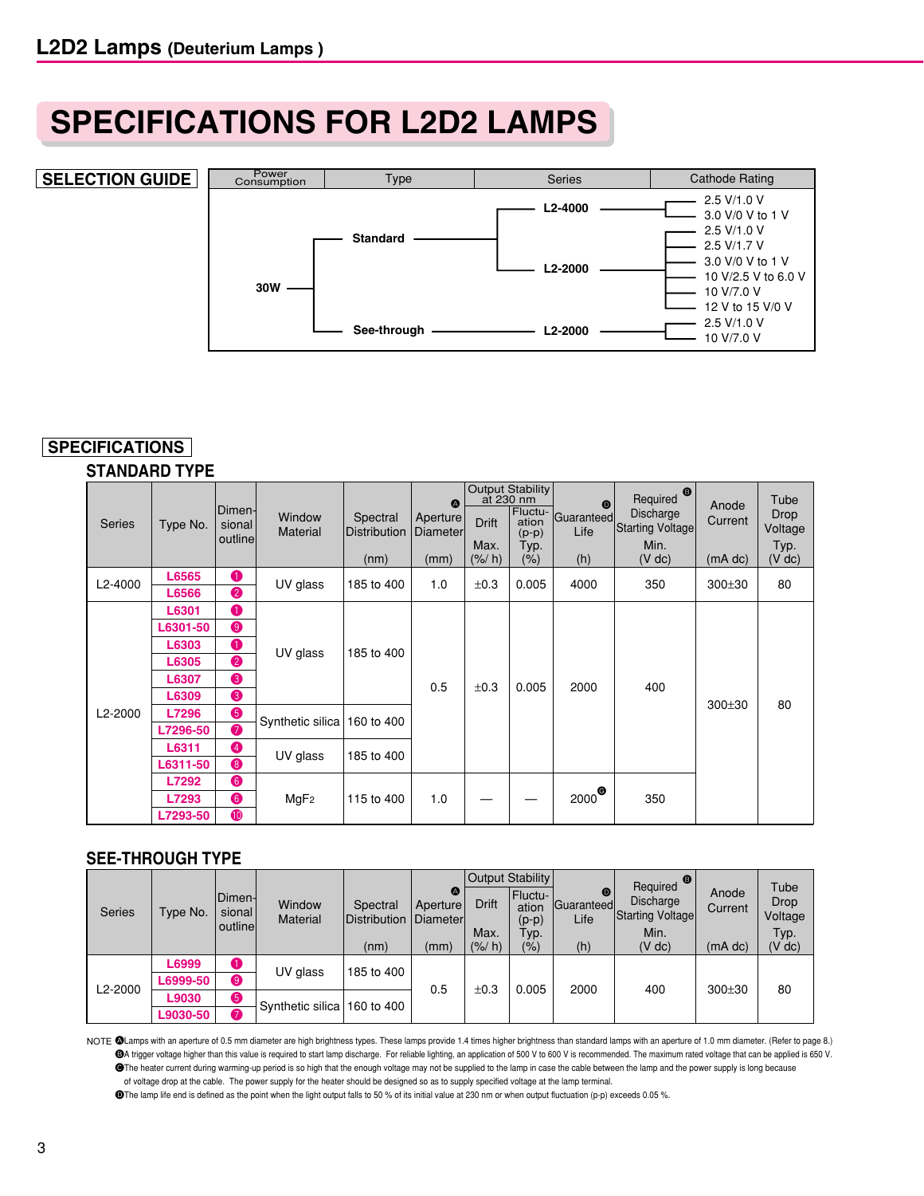## L2D2 Lamps (Deuterium Lamps )

# SPECIFICATIONS FOR L2D2 LAMPS

## SELECTION GUIDE

| Power Consumption | Type | Series | Cathode Rating |
|---|---|---|---|
| 30W | Standard | L2-4000 | 2.5 V/1.0 V |
| | | | 3.0 V/0 V to 1 V |
| | | L2-2000 | 2.5 V/1.0 V |
| | | | 2.5 V/1.7 V |
| | | | 3.0 V/0 V to 1 V |
| | | | 10 V/2.5 V to 6.0 V |
| | | | 10 V/7.0 V |
| | | | 12 V to 15 V/0 V |
| | See-through | L2-2000 | 2.5 V/1.0 V |
| | | | 10 V/7.0 V |

## SPECIFICATIONS

### STANDARD TYPE

| Series | Type No. | Dimensional outline | Window Material | Spectral Distribution (nm) | Ⓐ Aperture Diameter (mm) | Output Stability at 230 nm: Drift Max. (%/ h) | Output Stability at 230 nm: Fluctuation (p-p) Typ. (%) | Ⓓ Guaranteed Life (h) | Ⓑ Required Discharge Starting Voltage Min. (V dc) | Anode Current (mA dc) | Tube Drop Voltage Typ. (V dc) |
|---|---|---|---|---|---|---|---|---|---|---|---|
| L2-4000 | L6565 | 1 | UV glass | 185 to 400 | 1.0 | ±0.3 | 0.005 | 4000 | 350 | 300±30 | 80 |
| | L6566 | 2 | | | | | | | | | |
| L2-2000 | L6301 | 1 | UV glass | 185 to 400 | 0.5 | ±0.3 | 0.005 | 2000 | 400 | 300±30 | 80 |
| | L6301-50 | 9 | | | | | | | | | |
| | L6303 | 1 | | | | | | | | | |
| | L6305 | 2 | | | | | | | | | |
| | L6307 | 3 | | | | | | | | | |
| | L6309 | 3 | | | | | | | | | |
| | L7296 | 5 | Synthetic silica | 160 to 400 | | | | | | | |
| | L7296-50 | 7 | | | | | | | | | |
| | L6311 | 4 | UV glass | 185 to 400 | | | | | | | |
| | L6311-50 | 8 | | | | | | | | | |
| | L7292 | 6 | MgF2 | 115 to 400 | 1.0 | — | — | 2000 Ⓒ | 350 | | |
| | L7293 | 6 | | | | | | | | | |
| | L7293-50 | 10 | | | | | | | | | |

### SEE-THROUGH TYPE

| Series | Type No. | Dimensional outline | Window Material | Spectral Distribution (nm) | Ⓐ Aperture Diameter (mm) | Output Stability: Drift Max. (%/ h) | Output Stability: Fluctuation (p-p) Typ. (%) | Ⓓ Guaranteed Life (h) | Ⓑ Required Discharge Starting Voltage Min. (V dc) | Anode Current (mA dc) | Tube Drop Voltage Typ. (V dc) |
|---|---|---|---|---|---|---|---|---|---|---|---|
| L2-2000 | L6999 | 1 | UV glass | 185 to 400 | 0.5 | ±0.3 | 0.005 | 2000 | 400 | 300±30 | 80 |
| | L6999-50 | 9 | | | | | | | | | |
| | L9030 | 5 | Synthetic silica | 160 to 400 | | | | | | | |
| | L9030-50 | 7 | | | | | | | | | |

NOTE
Ⓐ Lamps with an aperture of 0.5 mm diameter are high brightness types. These lamps provide 1.4 times higher brightness than standard lamps with an aperture of 1.0 mm diameter. (Refer to page 8.)
Ⓑ A trigger voltage higher than this value is required to start lamp discharge. For reliable lighting, an application of 500 V to 600 V is recommended. The maximum rated voltage that can be applied is 650 V.
Ⓒ The heater current during warming-up period is so high that the enough voltage may not be supplied to the lamp in case the cable between the lamp and the power supply is long because of voltage drop at the cable. The power supply for the heater should be designed so as to supply specified voltage at the lamp terminal.
Ⓓ The lamp life end is defined as the point when the light output falls to 50 % of its initial value at 230 nm or when output fluctuation (p-p) exceeds 0.05 %.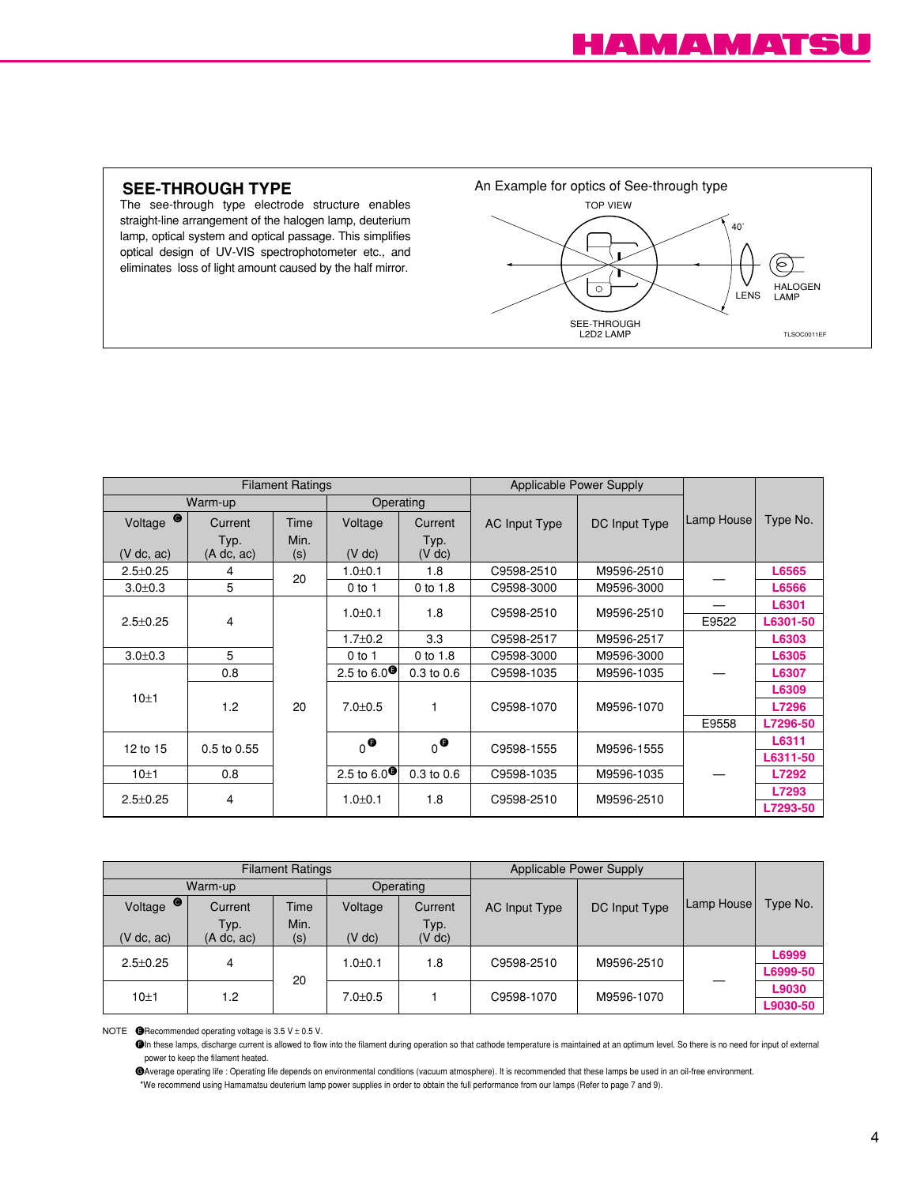## SEE-THROUGH TYPE

The see-through type electrode structure enables straight-line arrangement of the halogen lamp, deuterium lamp, optical system and optical passage. This simplifies optical design of UV-VIS spectrophotometer etc., and eliminates loss of light amount caused by the half mirror.

An Example for optics of See-through type

TOP VIEW

40°

LENS

HALOGEN LAMP

SEE-THROUGH L2D2 LAMP

TLSOC0011EF

| Filament Ratings | | | | | Applicable Power Supply | | Lamp House | Type No. |
|---|---|---|---|---|---|---|---|---|
| Warm-up | | | Operating | | | | | |
| Voltage ❸ (V dc, ac) | Current Typ. (A dc, ac) | Time Min. (s) | Voltage (V dc) | Current Typ. (V dc) | AC Input Type | DC Input Type | | |
| 2.5±0.25 | 4 | 20 | 1.0±0.1 | 1.8 | C9598-2510 | M9596-2510 | — | L6565 |
| 3.0±0.3 | 5 | | 0 to 1 | 0 to 1.8 | C9598-3000 | M9596-3000 | | L6566 |
| 2.5±0.25 | 4 | 20 | 1.0±0.1 | 1.8 | C9598-2510 | M9596-2510 | — | L6301 |
| | | | | | | | E9522 | L6301-50 |
| | | | 1.7±0.2 | 3.3 | C9598-2517 | M9596-2517 | — | L6303 |
| 3.0±0.3 | 5 | | 0 to 1 | 0 to 1.8 | C9598-3000 | M9596-3000 | | L6305 |
| 10±1 | 0.8 | | 2.5 to 6.0❶ | 0.3 to 0.6 | C9598-1035 | M9596-1035 | | L6307 |
| | 1.2 | | 7.0±0.5 | 1 | C9598-1070 | M9596-1070 | | L6309 |
| | | | | | | | | L7296 |
| | | | | | | | E9558 | L7296-50 |
| 12 to 15 | 0.5 to 0.55 | | 0❷ | 0❷ | C9598-1555 | M9596-1555 | — | L6311 |
| | | | | | | | | L6311-50 |
| 10±1 | 0.8 | | 2.5 to 6.0❶ | 0.3 to 0.6 | C9598-1035 | M9596-1035 | | L7292 |
| 2.5±0.25 | 4 | | 1.0±0.1 | 1.8 | C9598-2510 | M9596-2510 | | L7293 |
| | | | | | | | | L7293-50 |

| Filament Ratings | | | | | Applicable Power Supply | | Lamp House | Type No. |
|---|---|---|---|---|---|---|---|---|
| Warm-up | | | Operating | | | | | |
| Voltage ❸ (V dc, ac) | Current Typ. (A dc, ac) | Time Min. (s) | Voltage (V dc) | Current Typ. (V dc) | AC Input Type | DC Input Type | | |
| 2.5±0.25 | 4 | 20 | 1.0±0.1 | 1.8 | C9598-2510 | M9596-2510 | — | L6999 |
| | | | | | | | | L6999-50 |
| 10±1 | 1.2 | | 7.0±0.5 | 1 | C9598-1070 | M9596-1070 | | L9030 |
| | | | | | | | | L9030-50 |

NOTE ❶Recommended operating voltage is 3.5 V ± 0.5 V.

❷In these lamps, discharge current is allowed to flow into the filament during operation so that cathode temperature is maintained at an optimum level. So there is no need for input of external power to keep the filament heated.

❸Average operating life : Operating life depends on environmental conditions (vacuum atmosphere). It is recommended that these lamps be used in an oil-free environment.

*We recommend using Hamamatsu deuterium lamp power supplies in order to obtain the full performance from our lamps (Refer to page 7 and 9).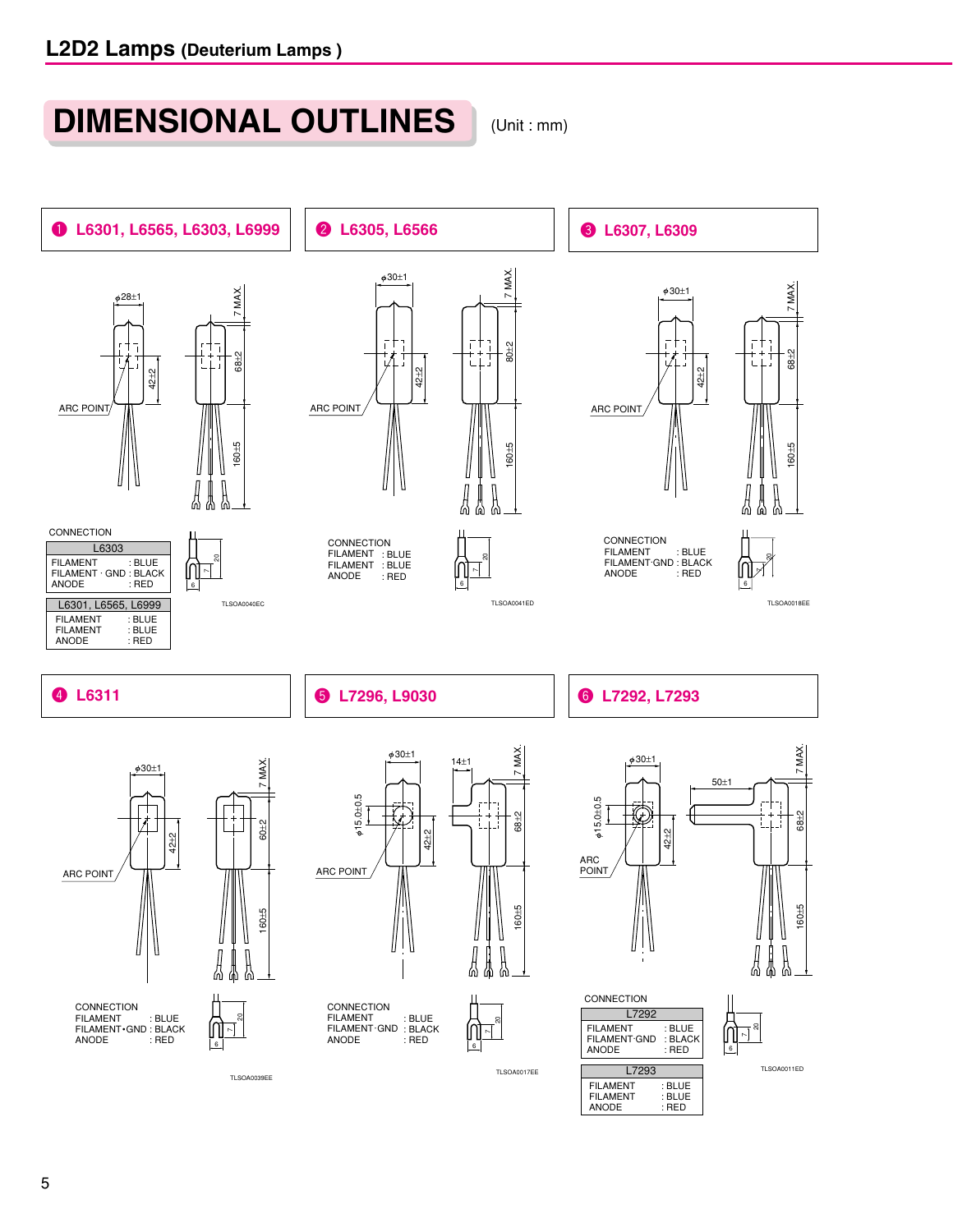## DIMENSIONAL OUTLINES

(Unit : mm)

### ❶ L6301, L6565, L6303, L6999

φ28±1

7 MAX.

42±2

68±2

ARC POINT

160±5

CONNECTION

| L6303 | |
|---|---|
| FILAMENT | : BLUE |
| FILAMENT · GND | : BLACK |
| ANODE | : RED |

| L6301, L6565, L6999 | |
|---|---|
| FILAMENT | : BLUE |
| FILAMENT | : BLUE |
| ANODE | : RED |

6 7 20

TLSOA0040EC

### ❷ L6305, L6566

φ30±1

7 MAX.

42±2

80±2

ARC POINT

160±5

CONNECTION

| | |
|---|---|
| FILAMENT | : BLUE |
| FILAMENT | : BLUE |
| ANODE | : RED |

6 7 20

TLSOA0041ED

### ❸ L6307, L6309

φ30±1

7 MAX.

42±2

68±2

ARC POINT

160±5

CONNECTION

| | |
|---|---|
| FILAMENT | : BLUE |
| FILAMENT·GND | : BLACK |
| ANODE | : RED |

6 7 20

TLSOA0018EE

### ❹ L6311

φ30±1

7 MAX.

42±2

60±2

ARC POINT

160±5

CONNECTION

| | |
|---|---|
| FILAMENT | : BLUE |
| FILAMENT•GND | : BLACK |
| ANODE | : RED |

6 7 20

TLSOA0039EE

### ❺ L7296, L9030

φ30±1

14±1

7 MAX.

φ15.0±0.5

42±2

68±2

ARC POINT

160±5

CONNECTION

| | |
|---|---|
| FILAMENT | : BLUE |
| FILAMENT·GND | : BLACK |
| ANODE | : RED |

6 7 20

TLSOA0017EE

### ❻ L7292, L7293

φ30±1

50±1

7 MAX.

φ15.0±0.5

42±2

68±2

ARC POINT

160±5

CONNECTION

| L7292 | |
|---|---|
| FILAMENT | : BLUE |
| FILAMENT·GND | : BLACK |
| ANODE | : RED |

| L7293 | |
|---|---|
| FILAMENT | : BLUE |
| FILAMENT | : BLUE |
| ANODE | : RED |

6 7 20

TLSOA0011ED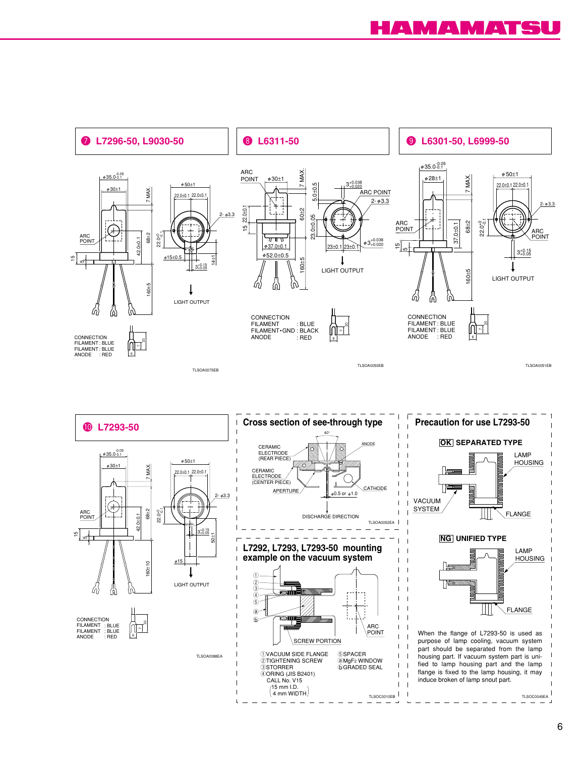## ❼ L7296-50, L9030-50

ARC POINT

CONNECTION
FILAMENT : BLUE
FILAMENT : BLUE
ANODE : RED

LIGHT OUTPUT

TLSOA0075EB

## ❽ L6311-50

ARC POINT

LIGHT OUTPUT

CONNECTION
FILAMENT : BLUE
FILAMENT・GND : BLACK
ANODE : RED

TLSOA0050EB

## ❾ L6301-50, L6999-50

ARC POINT

LIGHT OUTPUT

CONNECTION
FILAMENT : BLUE
FILAMENT : BLUE
ANODE : RED

TLSOA0051EB

## ❿ L7293-50

ARC POINT

LIGHT OUTPUT

CONNECTION
FILAMENT : BLUE
FILAMENT : BLUE
ANODE : RED

TLSOA0088EA

## Cross section of see-through type

CERAMIC ELECTRODE (REAR PIECE)
CERAMIC ELECTRODE (CENTER PIECE)
APERTURE
ANODE
CATHODE
φ0.5 or φ1.0
DISCHARGE DIRECTION

TLSOA0052EA

## L7292, L7293, L7293-50 mounting example on the vacuum system

SCREW PORTION
ARC POINT

① VACUUM SIDE FLANGE
② TIGHTENING SCREW
③ STORRER
④ ORING (JIS B2401) CALL No. V15 (15 mm I.D. 4 mm WIDTH)
⑤ SPACER
ⓐ $MgF_2$ WINDOW
ⓑ GRADED SEAL

TLSOC0010EB

## Precaution for use L7293-50

**OK** SEPARATED TYPE

LAMP HOUSING
VACUUM SYSTEM
FLANGE

**NG** UNIFIED TYPE

LAMP HOUSING
FLANGE

When the flange of L7293-50 is used as purpose of lamp cooling, vacuum system part should be separated from the lamp housing part. If vacuum system part is unified to lamp housing part and the lamp flange is fixed to the lamp housing, it may induce broken of lamp snout part.

TLSOC0045EA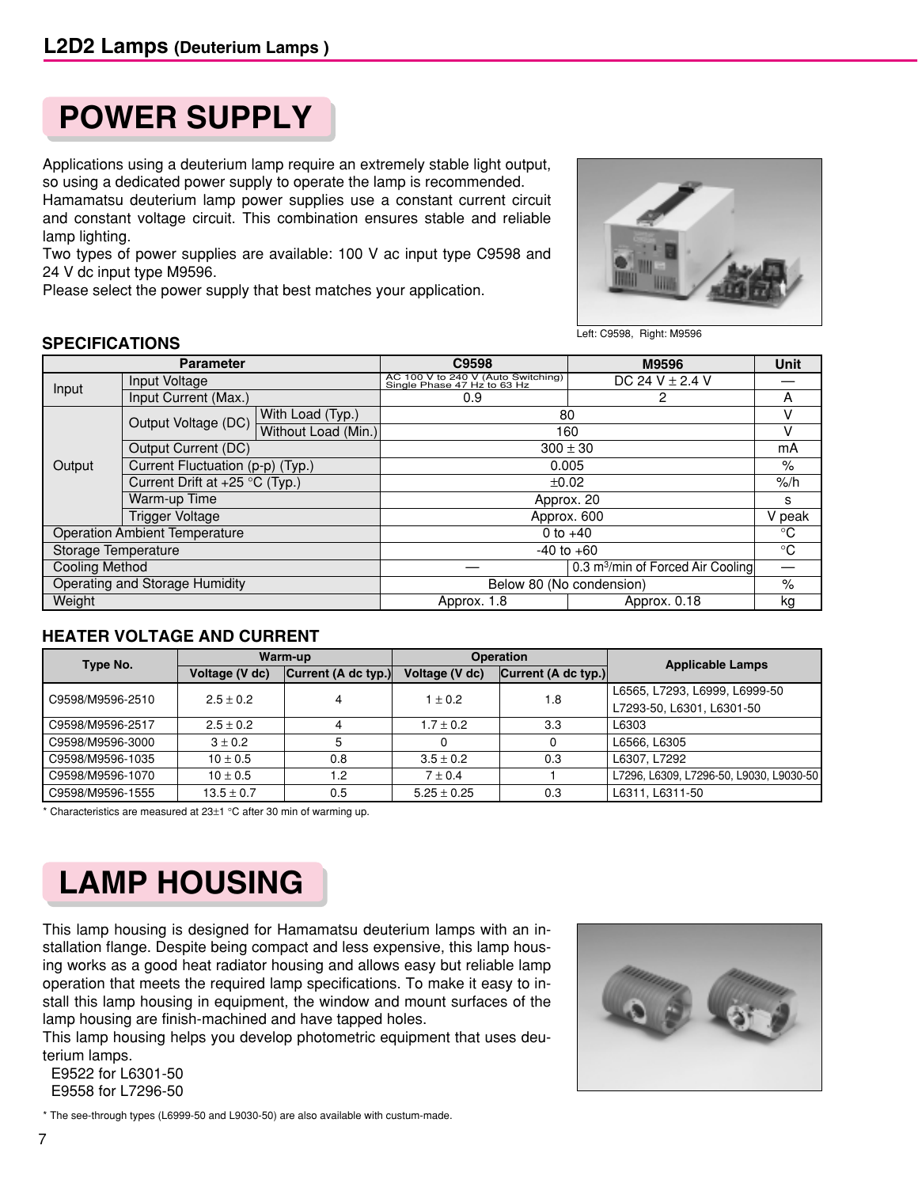## POWER SUPPLY

Applications using a deuterium lamp require an extremely stable light output, so using a dedicated power supply to operate the lamp is recommended.
Hamamatsu deuterium lamp power supplies use a constant current circuit and constant voltage circuit. This combination ensures stable and reliable lamp lighting.
Two types of power supplies are available: 100 V ac input type C9598 and 24 V dc input type M9596.
Please select the power supply that best matches your application.

Left: C9598, Right: M9596

### SPECIFICATIONS

| Parameter | | | C9598 | M9596 | Unit |
|---|---|---|---|---|---|
| Input | Input Voltage | | AC 100 V to 240 V (Auto Switching) Single Phase 47 Hz to 63 Hz | DC 24 V ± 2.4 V | — |
| | Input Current (Max.) | | 0.9 | 2 | A |
| Output | Output Voltage (DC) | With Load (Typ.) | 80 | | V |
| | | Without Load (Min.) | 160 | | V |
| | Output Current (DC) | | 300 ± 30 | | mA |
| | Current Fluctuation (p-p) (Typ.) | | 0.005 | | % |
| | Current Drift at +25 °C (Typ.) | | ±0.02 | | %/h |
| | Warm-up Time | | Approx. 20 | | s |
| | Trigger Voltage | | Approx. 600 | | V peak |
| Operation Ambient Temperature | | | 0 to +40 | | °C |
| Storage Temperature | | | -40 to +60 | | °C |
| Cooling Method | | | — | 0.3 $m^3$/min of Forced Air Cooling | — |
| Operating and Storage Humidity | | | Below 80 (No condension) | | % |
| Weight | | | Approx. 1.8 | Approx. 0.18 | kg |

### HEATER VOLTAGE AND CURRENT

| Type No. | Warm-up | | Operation | | Applicable Lamps |
|---|---|---|---|---|---|
| | Voltage (V dc) | Current (A dc typ.) | Voltage (V dc) | Current (A dc typ.) | |
| C9598/M9596-2510 | 2.5 ± 0.2 | 4 | 1 ± 0.2 | 1.8 | L6565, L7293, L6999, L6999-50 L7293-50, L6301, L6301-50 |
| C9598/M9596-2517 | 2.5 ± 0.2 | 4 | 1.7 ± 0.2 | 3.3 | L6303 |
| C9598/M9596-3000 | 3 ± 0.2 | 5 | 0 | 0 | L6566, L6305 |
| C9598/M9596-1035 | 10 ± 0.5 | 0.8 | 3.5 ± 0.2 | 0.3 | L6307, L7292 |
| C9598/M9596-1070 | 10 ± 0.5 | 1.2 | 7 ± 0.4 | 1 | L7296, L6309, L7296-50, L9030, L9030-50 |
| C9598/M9596-1555 | 13.5 ± 0.7 | 0.5 | 5.25 ± 0.25 | 0.3 | L6311, L6311-50 |

* Characteristics are measured at 23±1 °C after 30 min of warming up.

## LAMP HOUSING

This lamp housing is designed for Hamamatsu deuterium lamps with an installation flange. Despite being compact and less expensive, this lamp housing works as a good heat radiator housing and allows easy but reliable lamp operation that meets the required lamp specifications. To make it easy to install this lamp housing in equipment, the window and mount surfaces of the lamp housing are finish-machined and have tapped holes.
This lamp housing helps you develop photometric equipment that uses deuterium lamps.

E9522 for L6301-50
E9558 for L7296-50

* The see-through types (L6999-50 and L9030-50) are also available with custum-made.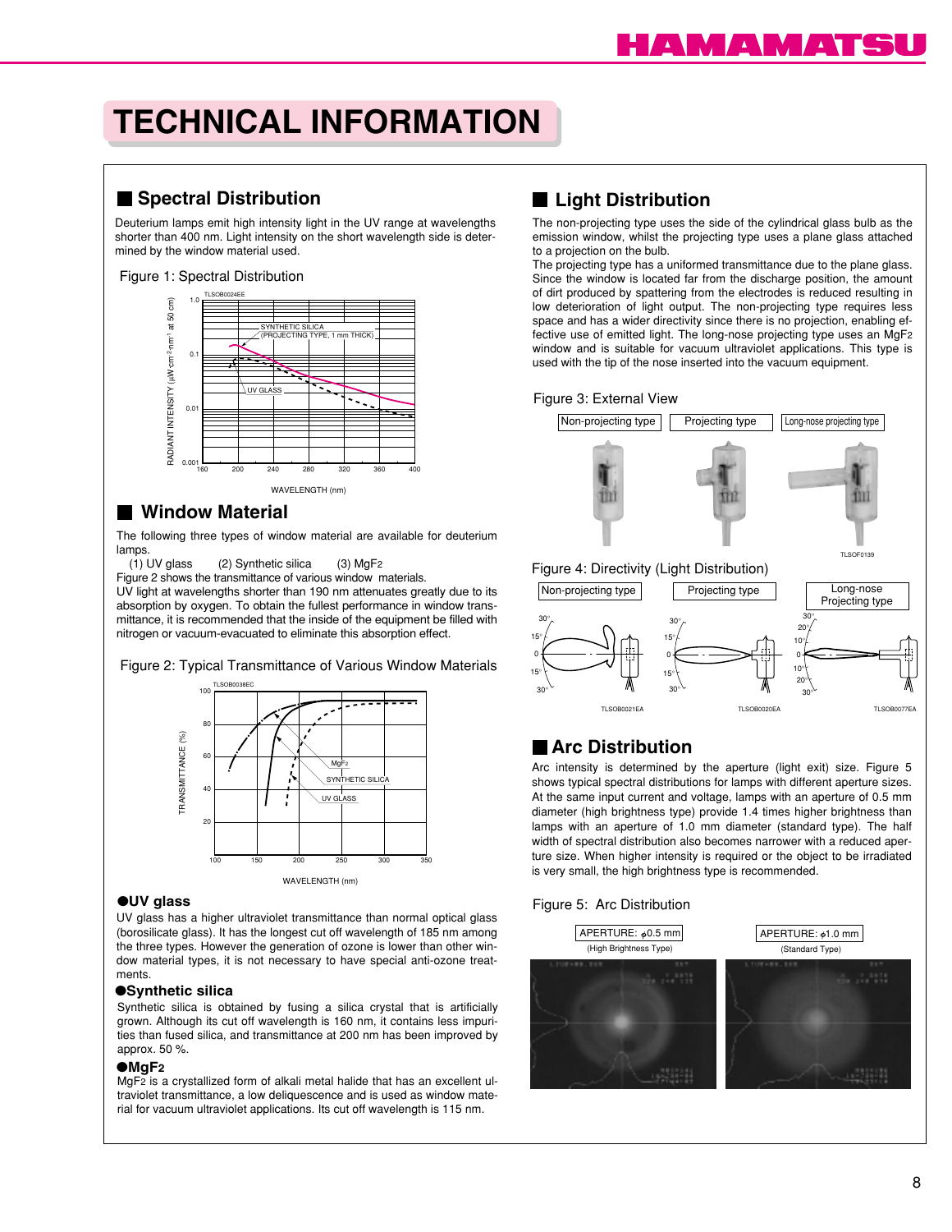# TECHNICAL INFORMATION

## Spectral Distribution

Deuterium lamps emit high intensity light in the UV range at wavelengths shorter than 400 nm. Light intensity on the short wavelength side is determined by the window material used.

Figure 1: Spectral Distribution

## Window Material

The following three types of window material are available for deuterium lamps.

(1) UV glass (2) Synthetic silica (3) $MgF_2$

Figure 2 shows the transmittance of various window materials.

UV light at wavelengths shorter than 190 nm attenuates greatly due to its absorption by oxygen. To obtain the fullest performance in window transmittance, it is recommended that the inside of the equipment be filled with nitrogen or vacuum-evacuated to eliminate this absorption effect.

Figure 2: Typical Transmittance of Various Window Materials

### ●UV glass

UV glass has a higher ultraviolet transmittance than normal optical glass (borosilicate glass). It has the longest cut off wavelength of 185 nm among the three types. However the generation of ozone is lower than other window material types, it is not necessary to have special anti-ozone treatments.

### ●Synthetic silica

Synthetic silica is obtained by fusing a silica crystal that is artificially grown. Although its cut off wavelength is 160 nm, it contains less impurities than fused silica, and transmittance at 200 nm has been improved by approx. 50 %.

### ●$MgF_2$

$MgF_2$ is a crystallized form of alkali metal halide that has an excellent ultraviolet transmittance, a low deliquescence and is used as window material for vacuum ultraviolet applications. Its cut off wavelength is 115 nm.

## Light Distribution

The non-projecting type uses the side of the cylindrical glass bulb as the emission window, whilst the projecting type uses a plane glass attached to a projection on the bulb.

The projecting type has a uniformed transmittance due to the plane glass. Since the window is located far from the discharge position, the amount of dirt produced by spattering from the electrodes is reduced resulting in low deterioration of light output. The non-projecting type requires less space and has a wider directivity since there is no projection, enabling effective use of emitted light. The long-nose projecting type uses an $MgF_2$ window and is suitable for vacuum ultraviolet applications. This type is used with the tip of the nose inserted into the vacuum equipment.

Figure 3: External View

Figure 4: Directivity (Light Distribution)

## Arc Distribution

Arc intensity is determined by the aperture (light exit) size. Figure 5 shows typical spectral distributions for lamps with different aperture sizes. At the same input current and voltage, lamps with an aperture of 0.5 mm diameter (high brightness type) provide 1.4 times higher brightness than lamps with an aperture of 1.0 mm diameter (standard type). The half width of spectral distribution also becomes narrower with a reduced aperture size. When higher intensity is required or the object to be irradiated is very small, the high brightness type is recommended.

Figure 5: Arc Distribution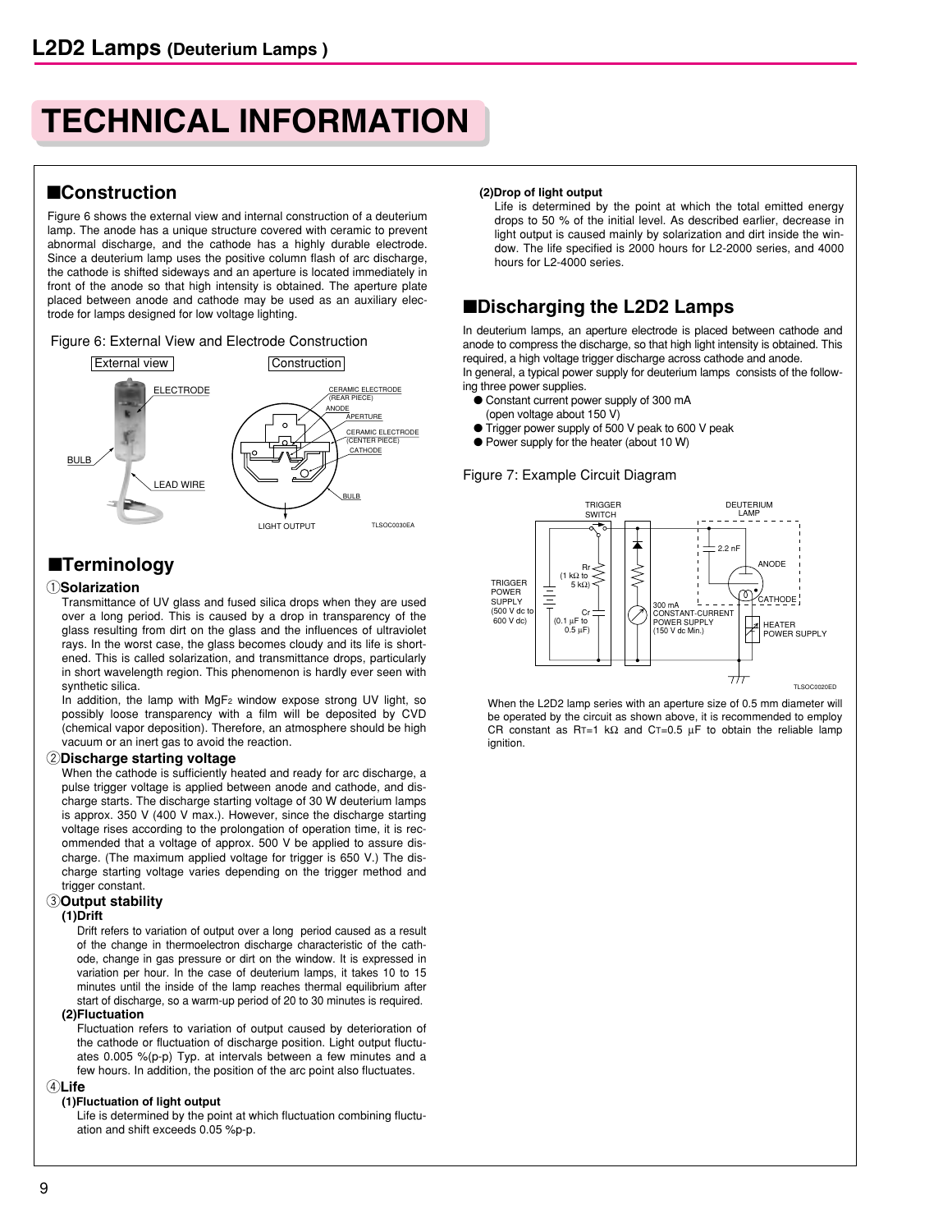# TECHNICAL INFORMATION

## ■Construction

Figure 6 shows the external view and internal construction of a deuterium lamp. The anode has a unique structure covered with ceramic to prevent abnormal discharge, and the cathode has a highly durable electrode. Since a deuterium lamp uses the positive column flash of arc discharge, the cathode is shifted sideways and an aperture is located immediately in front of the anode so that high intensity is obtained. The aperture plate placed between anode and cathode may be used as an auxiliary electrode for lamps designed for low voltage lighting.

Figure 6: External View and Electrode Construction

## ■Terminology

### ①Solarization

Transmittance of UV glass and fused silica drops when they are used over a long period. This is caused by a drop in transparency of the glass resulting from dirt on the glass and the influences of ultraviolet rays. In the worst case, the glass becomes cloudy and its life is shortened. This is called solarization, and transmittance drops, particularly in short wavelength region. This phenomenon is hardly ever seen with synthetic silica.

In addition, the lamp with $MgF_2$ window expose strong UV light, so possibly loose transparency with a film will be deposited by CVD (chemical vapor deposition). Therefore, an atmosphere should be high vacuum or an inert gas to avoid the reaction.

### ②Discharge starting voltage

When the cathode is sufficiently heated and ready for arc discharge, a pulse trigger voltage is applied between anode and cathode, and discharge starts. The discharge starting voltage of 30 W deuterium lamps is approx. 350 V (400 V max.). However, since the discharge starting voltage rises according to the prolongation of operation time, it is recommended that a voltage of approx. 500 V be applied to assure discharge. (The maximum applied voltage for trigger is 650 V.) The discharge starting voltage varies depending on the trigger method and trigger constant.

### ③Output stability

**(1)Drift**

Drift refers to variation of output over a long period caused as a result of the change in thermoelectron discharge characteristic of the cathode, change in gas pressure or dirt on the window. It is expressed in variation per hour. In the case of deuterium lamps, it takes 10 to 15 minutes until the inside of the lamp reaches thermal equilibrium after start of discharge, so a warm-up period of 20 to 30 minutes is required.

**(2)Fluctuation**

Fluctuation refers to variation of output caused by deterioration of the cathode or fluctuation of discharge position. Light output fluctuates 0.005 %(p-p) Typ. at intervals between a few minutes and a few hours. In addition, the position of the arc point also fluctuates.

### ④Life

**(1)Fluctuation of light output**

Life is determined by the point at which fluctuation combining fluctuation and shift exceeds 0.05 %p-p.

**(2)Drop of light output**

Life is determined by the point at which the total emitted energy drops to 50 % of the initial level. As described earlier, decrease in light output is caused mainly by solarization and dirt inside the window. The life specified is 2000 hours for L2-2000 series, and 4000 hours for L2-4000 series.

## ■Discharging the L2D2 Lamps

In deuterium lamps, an aperture electrode is placed between cathode and anode to compress the discharge, so that high light intensity is obtained. This required, a high voltage trigger discharge across cathode and anode.

In general, a typical power supply for deuterium lamps consists of the following three power supplies.

- Constant current power supply of 300 mA (open voltage about 150 V)
- Trigger power supply of 500 V peak to 600 V peak
- Power supply for the heater (about 10 W)

Figure 7: Example Circuit Diagram

When the L2D2 lamp series with an aperture size of 0.5 mm diameter will be operated by the circuit as shown above, it is recommended to employ CR constant as $R_T$=1 kΩ and $C_T$=0.5 µF to obtain the reliable lamp ignition.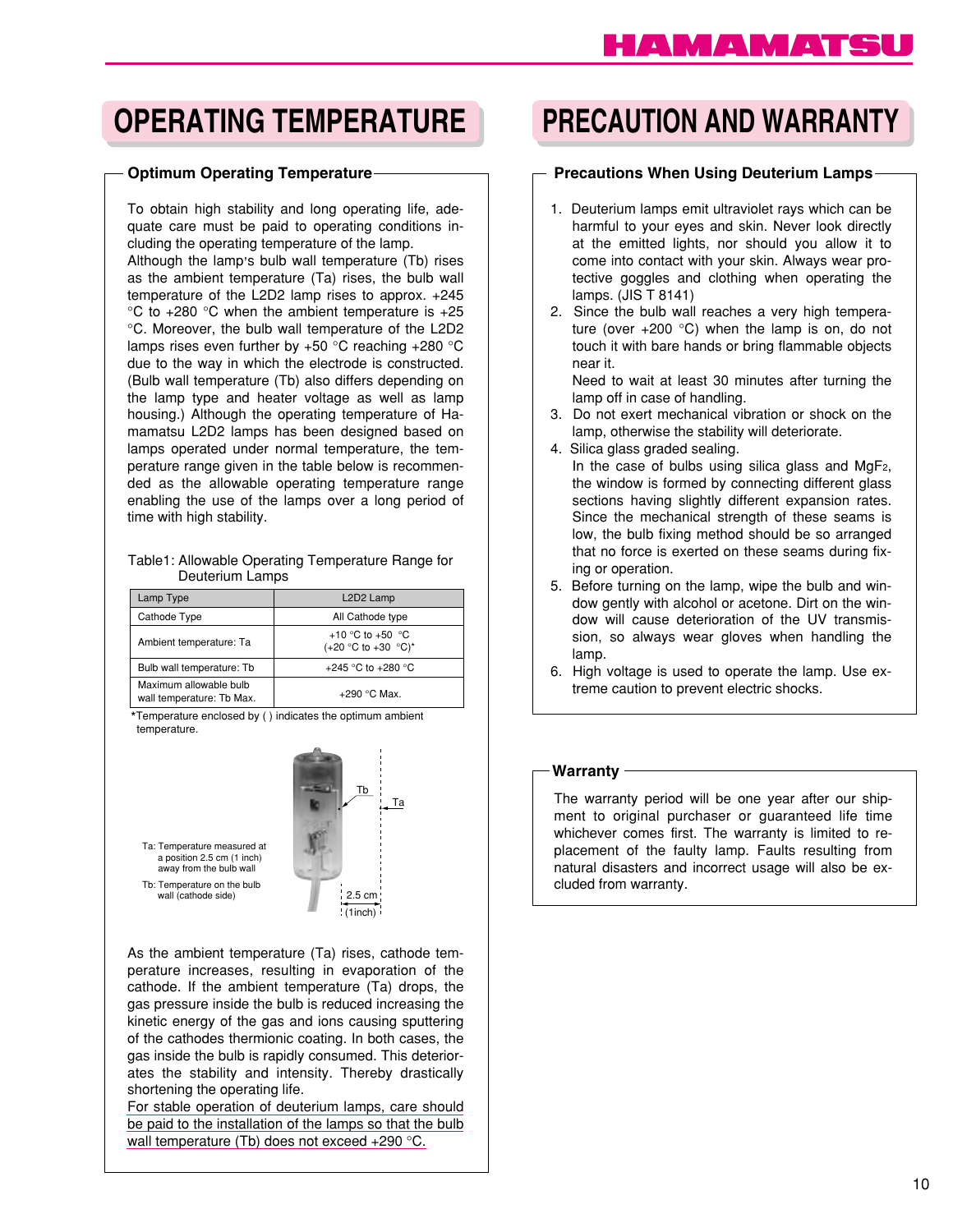# OPERATING TEMPERATURE

## Optimum Operating Temperature

To obtain high stability and long operating life, adequate care must be paid to operating conditions including the operating temperature of the lamp.
Although the lamp's bulb wall temperature (Tb) rises as the ambient temperature (Ta) rises, the bulb wall temperature of the L2D2 lamp rises to approx. +245 °C to +280 °C when the ambient temperature is +25 °C. Moreover, the bulb wall temperature of the L2D2 lamps rises even further by +50 °C reaching +280 °C due to the way in which the electrode is constructed. (Bulb wall temperature (Tb) also differs depending on the lamp type and heater voltage as well as lamp housing.) Although the operating temperature of Hamamatsu L2D2 lamps has been designed based on lamps operated under normal temperature, the temperature range given in the table below is recommended as the allowable operating temperature range enabling the use of the lamps over a long period of time with high stability.

Table1: Allowable Operating Temperature Range for Deuterium Lamps

| Lamp Type | L2D2 Lamp |
|---|---|
| Cathode Type | All Cathode type |
| Ambient temperature: Ta | +10 °C to +50 °C (+20 °C to +30 °C)* |
| Bulb wall temperature: Tb | +245 °C to +280 °C |
| Maximum allowable bulb wall temperature: Tb Max. | +290 °C Max. |

*Temperature enclosed by ( ) indicates the optimum ambient temperature.

Ta: Temperature measured at a position 2.5 cm (1 inch) away from the bulb wall

Tb: Temperature on the bulb wall (cathode side)

Tb Ta 2.5 cm (1inch)

As the ambient temperature (Ta) rises, cathode temperature increases, resulting in evaporation of the cathode. If the ambient temperature (Ta) drops, the gas pressure inside the bulb is reduced increasing the kinetic energy of the gas and ions causing sputtering of the cathodes thermionic coating. In both cases, the gas inside the bulb is rapidly consumed. This deteriorates the stability and intensity. Thereby drastically shortening the operating life.
For stable operation of deuterium lamps, care should be paid to the installation of the lamps so that the bulb wall temperature (Tb) does not exceed +290 °C.

# PRECAUTION AND WARRANTY

## Precautions When Using Deuterium Lamps

1. Deuterium lamps emit ultraviolet rays which can be harmful to your eyes and skin. Never look directly at the emitted lights, nor should you allow it to come into contact with your skin. Always wear protective goggles and clothing when operating the lamps. (JIS T 8141)
2. Since the bulb wall reaches a very high temperature (over +200 °C) when the lamp is on, do not touch it with bare hands or bring flammable objects near it.
   Need to wait at least 30 minutes after turning the lamp off in case of handling.
3. Do not exert mechanical vibration or shock on the lamp, otherwise the stability will deteriorate.
4. Silica glass graded sealing.
   In the case of bulbs using silica glass and $MgF_2$, the window is formed by connecting different glass sections having slightly different expansion rates. Since the mechanical strength of these seams is low, the bulb fixing method should be so arranged that no force is exerted on these seams during fixing or operation.
5. Before turning on the lamp, wipe the bulb and window gently with alcohol or acetone. Dirt on the window will cause deterioration of the UV transmission, so always wear gloves when handling the lamp.
6. High voltage is used to operate the lamp. Use extreme caution to prevent electric shocks.

## Warranty

The warranty period will be one year after our shipment to original purchaser or guaranteed life time whichever comes first. The warranty is limited to replacement of the faulty lamp. Faults resulting from natural disasters and incorrect usage will also be excluded from warranty.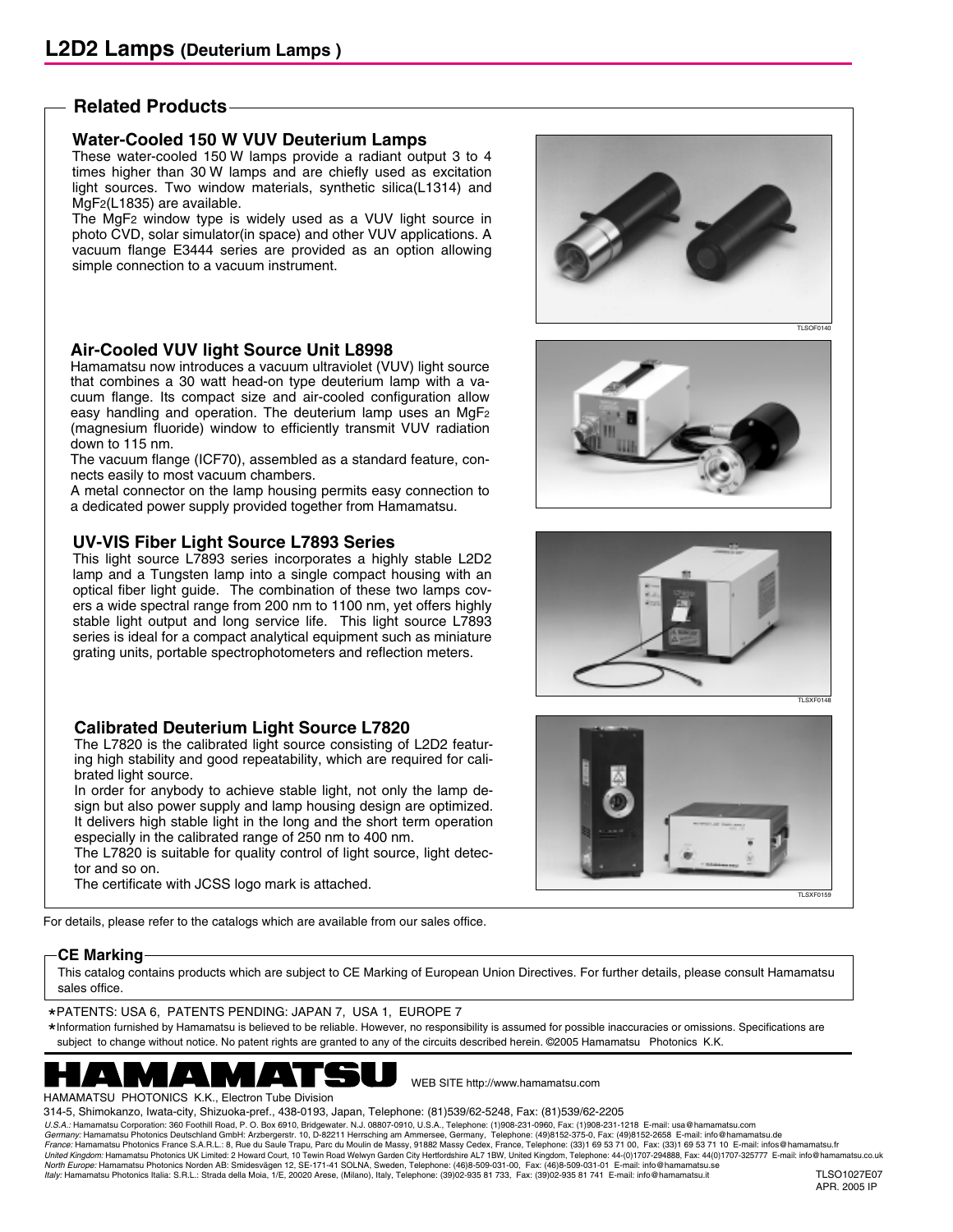# L2D2 Lamps (Deuterium Lamps )

## Related Products

### Water-Cooled 150 W VUV Deuterium Lamps

These water-cooled 150 W lamps provide a radiant output 3 to 4 times higher than 30 W lamps and are chiefly used as excitation light sources. Two window materials, synthetic silica(L1314) and $MgF_2$(L1835) are available.

The $MgF_2$ window type is widely used as a VUV light source in photo CVD, solar simulator(in space) and other VUV applications. A vacuum flange E3444 series are provided as an option allowing simple connection to a vacuum instrument.

TLSOF0140

### Air-Cooled VUV light Source Unit L8998

Hamamatsu now introduces a vacuum ultraviolet (VUV) light source that combines a 30 watt head-on type deuterium lamp with a vacuum flange. Its compact size and air-cooled configuration allow easy handling and operation. The deuterium lamp uses an $MgF_2$ (magnesium fluoride) window to efficiently transmit VUV radiation down to 115 nm.

The vacuum flange (ICF70), assembled as a standard feature, connects easily to most vacuum chambers.

A metal connector on the lamp housing permits easy connection to a dedicated power supply provided together from Hamamatsu.

### UV-VIS Fiber Light Source L7893 Series

This light source L7893 series incorporates a highly stable L2D2 lamp and a Tungsten lamp into a single compact housing with an optical fiber light guide. The combination of these two lamps covers a wide spectral range from 200 nm to 1100 nm, yet offers highly stable light output and long service life. This light source L7893 series is ideal for a compact analytical equipment such as miniature grating units, portable spectrophotometers and reflection meters.

TLSXF0148

### Calibrated Deuterium Light Source L7820

The L7820 is the calibrated light source consisting of L2D2 featuring high stability and good repeatability, which are required for calibrated light source.

In order for anybody to achieve stable light, not only the lamp design but also power supply and lamp housing design are optimized. It delivers high stable light in the long and the short term operation especially in the calibrated range of 250 nm to 400 nm.

The L7820 is suitable for quality control of light source, light detector and so on.

The certificate with JCSS logo mark is attached.

TLSXF0159

For details, please refer to the catalogs which are available from our sales office.

## CE Marking

This catalog contains products which are subject to CE Marking of European Union Directives. For further details, please consult Hamamatsu sales office.

*PATENTS: USA 6, PATENTS PENDING: JAPAN 7, USA 1, EUROPE 7

*Information furnished by Hamamatsu is believed to be reliable. However, no responsibility is assumed for possible inaccuracies or omissions. Specifications are subject to change without notice. No patent rights are granted to any of the circuits described herein. ©2005 Hamamatsu Photonics K.K.

HAMAMATSU

WEB SITE http://www.hamamatsu.com

HAMAMATSU PHOTONICS K.K., Electron Tube Division

314-5, Shimokanzo, Iwata-city, Shizuoka-pref., 438-0193, Japan, Telephone: (81)539/62-5248, Fax: (81)539/62-2205

*U.S.A.:* Hamamatsu Corporation: 360 Foothill Road, P. O. Box 6910, Bridgewater. N.J. 08807-0910, U.S.A., Telephone: (1)908-231-0960, Fax: (1)908-231-1218 E-mail: usa@hamamatsu.com
*Germany:* Hamamatsu Photonics Deutschland GmbH: Arzbergerstr. 10, D-82211 Herrsching am Ammersee, Germany, Telephone: (49)8152-375-0, Fax: (49)8152-2658 E-mail: info@hamamatsu.de
*France:* Hamamatsu Photonics France S.A.R.L.: 8, Rue du Saule Trapu, Parc du Moulin de Massy, 91882 Massy Cedex, France, Telephone: (33)1 69 53 71 00, Fax: (33)1 69 53 71 10 E-mail: infos@hamamatsu.fr
*United Kingdom:* Hamamatsu Photonics UK Limited: 2 Howard Court, 10 Tewin Road Welwyn Garden City Hertfordshire AL7 1BW, United Kingdom, Telephone: 44-(0)1707-294888, Fax: 44(0)1707-325777 E-mail: info@hamamatsu.co.uk
*North Europe:* Hamamatsu Photonics Norden AB: Smidesvägen 12, SE-171-41 SOLNA, Sweden, Telephone: (46)8-509-031-00, Fax: (46)8-509-031-01 E-mail: info@hamamatsu.se
*Italy:* Hamamatsu Photonics Italia: S.R.L.: Strada della Moia, 1/E, 20020 Arese, (Milano), Italy, Telephone: (39)02-935 81 733, Fax: (39)02-935 81 741 E-mail: info@hamamatsu.it

TLSO1027E07
APR. 2005 IP